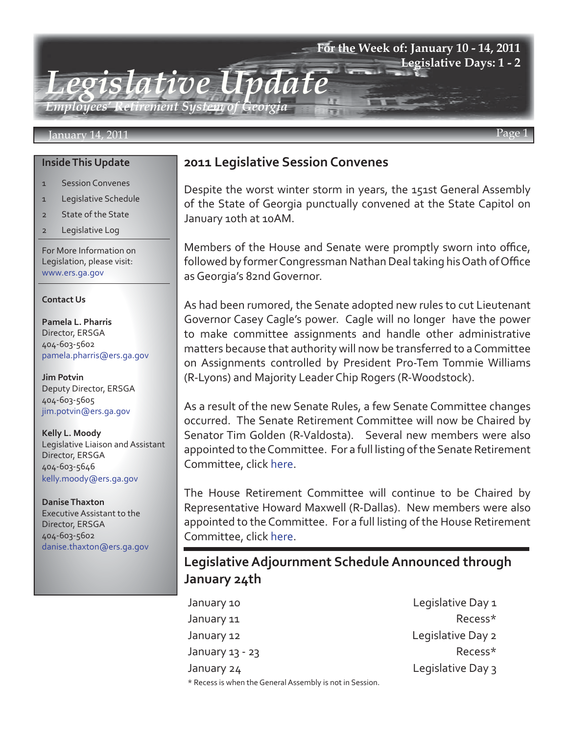# Legislative Update

*Employees' Retirement System of Georgia*

**For the Week of: January 10 - 14, 2011**
**Legislative Days: 1 - 2**

January 14, 2011

## Inside This Update

- 1 Session Convenes
- 1 Legislative Schedule
- 2 State of the State
- 2 Legislative Log

For More Information on Legislation, please visit: www.ers.ga.gov

**Contact Us**

**Pamela L. Pharris**
Director, ERSGA
404-603-5602
pamela.pharris@ers.ga.gov

**Jim Potvin**
Deputy Director, ERSGA
404-603-5605
jim.potvin@ers.ga.gov

**Kelly L. Moody**
Legislative Liaison and Assistant Director, ERSGA
404-603-5646
kelly.moody@ers.ga.gov

**Danise Thaxton**
Executive Assistant to the Director, ERSGA
404-603-5602
danise.thaxton@ers.ga.gov

## 2011 Legislative Session Convenes

Despite the worst winter storm in years, the 151st General Assembly of the State of Georgia punctually convened at the State Capitol on January 10th at 10AM.

Members of the House and Senate were promptly sworn into office, followed by former Congressman Nathan Deal taking his Oath of Office as Georgia's 82nd Governor.

As had been rumored, the Senate adopted new rules to cut Lieutenant Governor Casey Cagle's power. Cagle will no longer have the power to make committee assignments and handle other administrative matters because that authority will now be transferred to a Committee on Assignments controlled by President Pro-Tem Tommie Williams (R-Lyons) and Majority Leader Chip Rogers (R-Woodstock).

As a result of the new Senate Rules, a few Senate Committee changes occurred. The Senate Retirement Committee will now be Chaired by Senator Tim Golden (R-Valdosta). Several new members were also appointed to the Committee. For a full listing of the Senate Retirement Committee, click here.

The House Retirement Committee will continue to be Chaired by Representative Howard Maxwell (R-Dallas). New members were also appointed to the Committee. For a full listing of the House Retirement Committee, click here.

## Legislative Adjournment Schedule Announced through January 24th

| | |
|---|---|
| January 10 | Legislative Day 1 |
| January 11 | Recess* |
| January 12 | Legislative Day 2 |
| January 13 - 23 | Recess* |
| January 24 | Legislative Day 3 |

\* Recess is when the General Assembly is not in Session.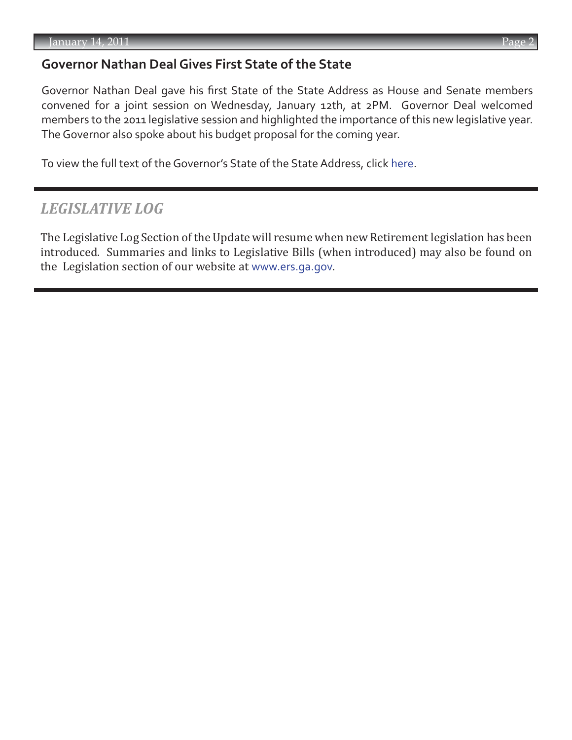## Governor Nathan Deal Gives First State of the State

Governor Nathan Deal gave his first State of the State Address as House and Senate members convened for a joint session on Wednesday, January 12th, at 2PM. Governor Deal welcomed members to the 2011 legislative session and highlighted the importance of this new legislative year. The Governor also spoke about his budget proposal for the coming year.

To view the full text of the Governor's State of the State Address, click here.

## *LEGISLATIVE LOG*

The Legislative Log Section of the Update will resume when new Retirement legislation has been introduced. Summaries and links to Legislative Bills (when introduced) may also be found on the Legislation section of our website at www.ers.ga.gov.